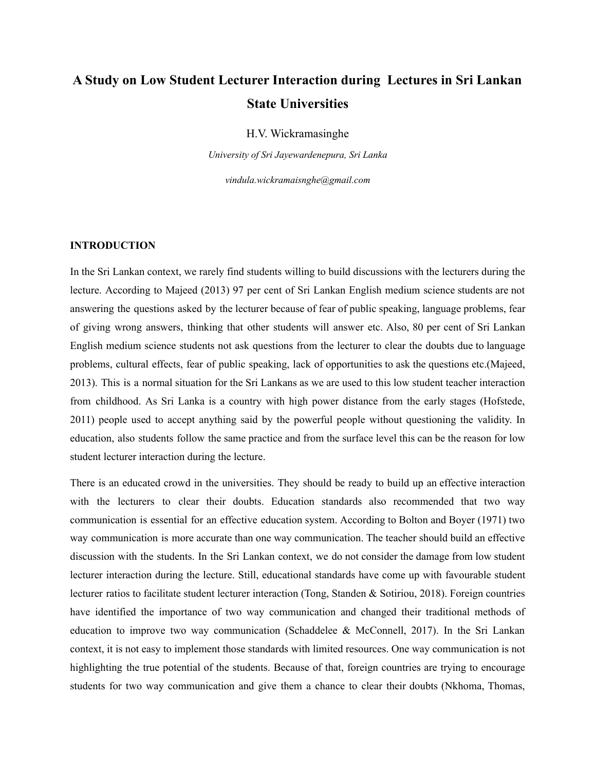# A Study on Low Student Lecturer Interaction during Lectures in Sri Lankan State Universities

H.V. Wickramasinghe

*University of Sri Jayewardenepura, Sri Lanka*

*vindula.wickramaisnghe@gmail.com*

## INTRODUCTION

In the Sri Lankan context, we rarely find students willing to build discussions with the lecturers during the lecture. According to Majeed (2013) 97 per cent of Sri Lankan English medium science students are not answering the questions asked by the lecturer because of fear of public speaking, language problems, fear of giving wrong answers, thinking that other students will answer etc. Also, 80 per cent of Sri Lankan English medium science students not ask questions from the lecturer to clear the doubts due to language problems, cultural effects, fear of public speaking, lack of opportunities to ask the questions etc.(Majeed, 2013). This is a normal situation for the Sri Lankans as we are used to this low student teacher interaction from childhood. As Sri Lanka is a country with high power distance from the early stages (Hofstede, 2011) people used to accept anything said by the powerful people without questioning the validity. In education, also students follow the same practice and from the surface level this can be the reason for low student lecturer interaction during the lecture.

There is an educated crowd in the universities. They should be ready to build up an effective interaction with the lecturers to clear their doubts. Education standards also recommended that two way communication is essential for an effective education system. According to Bolton and Boyer (1971) two way communication is more accurate than one way communication. The teacher should build an effective discussion with the students. In the Sri Lankan context, we do not consider the damage from low student lecturer interaction during the lecture. Still, educational standards have come up with favourable student lecturer ratios to facilitate student lecturer interaction (Tong, Standen & Sotiriou, 2018). Foreign countries have identified the importance of two way communication and changed their traditional methods of education to improve two way communication (Schaddelee & McConnell, 2017). In the Sri Lankan context, it is not easy to implement those standards with limited resources. One way communication is not highlighting the true potential of the students. Because of that, foreign countries are trying to encourage students for two way communication and give them a chance to clear their doubts (Nkhoma, Thomas,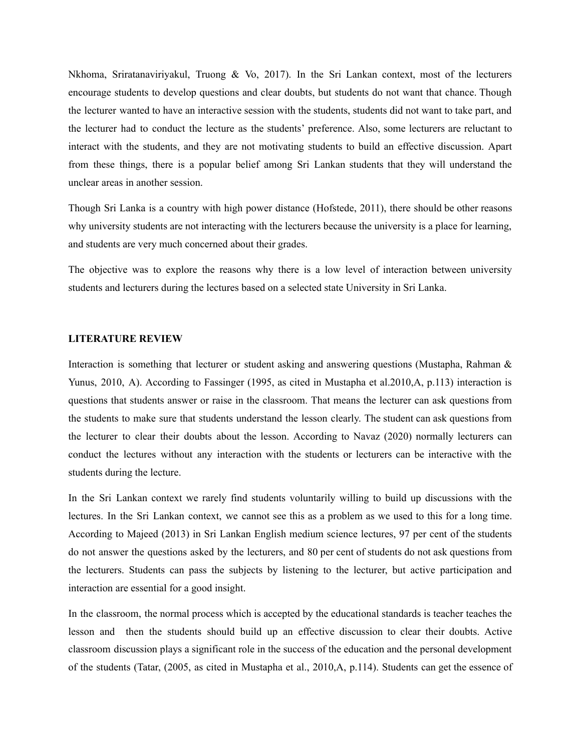Nkhoma, Sriratanaviriyakul, Truong & Vo, 2017). In the Sri Lankan context, most of the lecturers encourage students to develop questions and clear doubts, but students do not want that chance. Though the lecturer wanted to have an interactive session with the students, students did not want to take part, and the lecturer had to conduct the lecture as the students' preference. Also, some lecturers are reluctant to interact with the students, and they are not motivating students to build an effective discussion. Apart from these things, there is a popular belief among Sri Lankan students that they will understand the unclear areas in another session.

Though Sri Lanka is a country with high power distance (Hofstede, 2011), there should be other reasons why university students are not interacting with the lecturers because the university is a place for learning, and students are very much concerned about their grades.

The objective was to explore the reasons why there is a low level of interaction between university students and lecturers during the lectures based on a selected state University in Sri Lanka.

## LITERATURE REVIEW

Interaction is something that lecturer or student asking and answering questions (Mustapha, Rahman & Yunus, 2010, A). According to Fassinger (1995, as cited in Mustapha et al.2010,A, p.113) interaction is questions that students answer or raise in the classroom. That means the lecturer can ask questions from the students to make sure that students understand the lesson clearly. The student can ask questions from the lecturer to clear their doubts about the lesson. According to Navaz (2020) normally lecturers can conduct the lectures without any interaction with the students or lecturers can be interactive with the students during the lecture.

In the Sri Lankan context we rarely find students voluntarily willing to build up discussions with the lectures. In the Sri Lankan context, we cannot see this as a problem as we used to this for a long time. According to Majeed (2013) in Sri Lankan English medium science lectures, 97 per cent of the students do not answer the questions asked by the lecturers, and 80 per cent of students do not ask questions from the lecturers. Students can pass the subjects by listening to the lecturer, but active participation and interaction are essential for a good insight.

In the classroom, the normal process which is accepted by the educational standards is teacher teaches the lesson and then the students should build up an effective discussion to clear their doubts. Active classroom discussion plays a significant role in the success of the education and the personal development of the students (Tatar, (2005, as cited in Mustapha et al., 2010,A, p.114). Students can get the essence of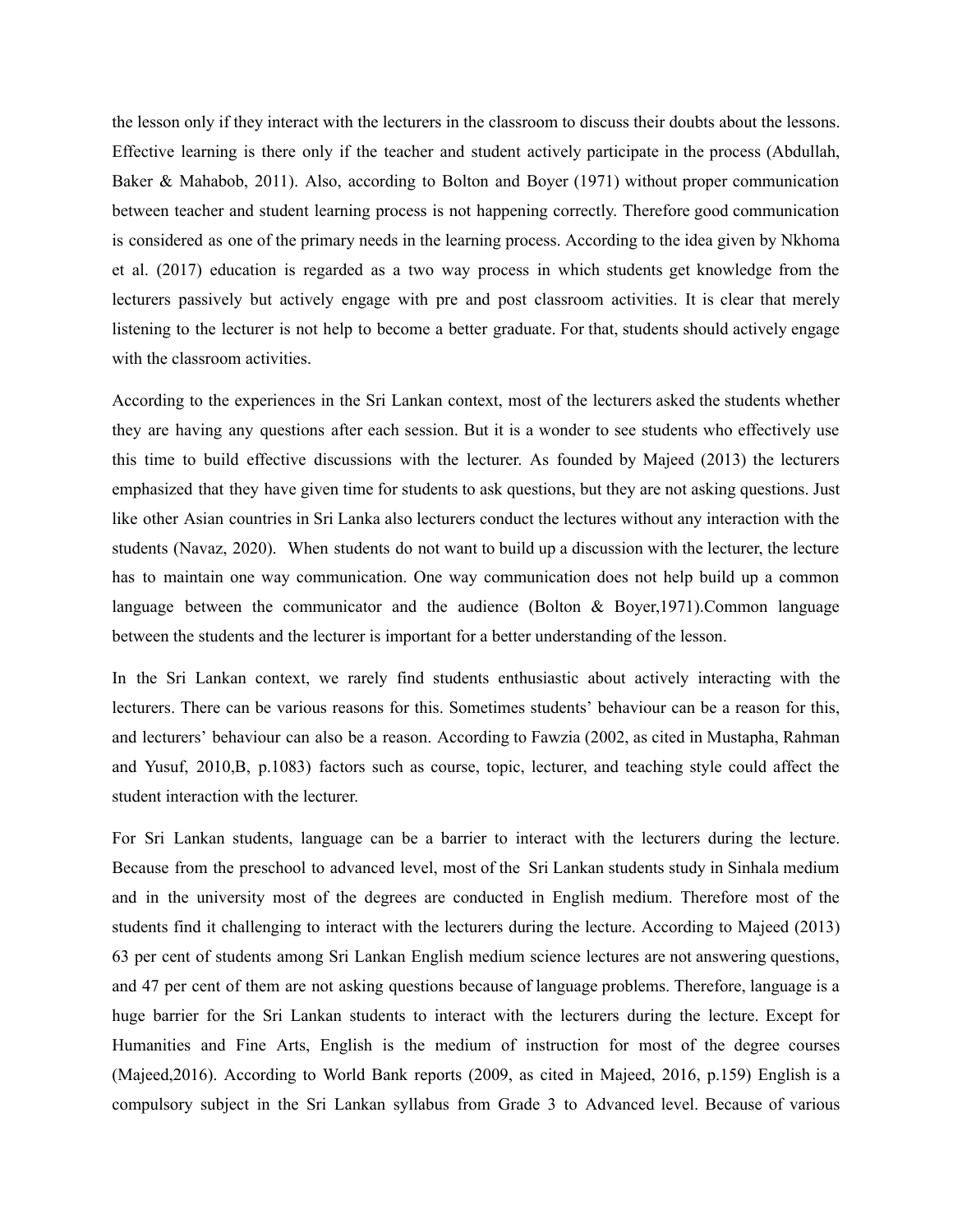the lesson only if they interact with the lecturers in the classroom to discuss their doubts about the lessons. Effective learning is there only if the teacher and student actively participate in the process (Abdullah, Baker & Mahabob, 2011). Also, according to Bolton and Boyer (1971) without proper communication between teacher and student learning process is not happening correctly. Therefore good communication is considered as one of the primary needs in the learning process. According to the idea given by Nkhoma et al. (2017) education is regarded as a two way process in which students get knowledge from the lecturers passively but actively engage with pre and post classroom activities. It is clear that merely listening to the lecturer is not help to become a better graduate. For that, students should actively engage with the classroom activities.

According to the experiences in the Sri Lankan context, most of the lecturers asked the students whether they are having any questions after each session. But it is a wonder to see students who effectively use this time to build effective discussions with the lecturer. As founded by Majeed (2013) the lecturers emphasized that they have given time for students to ask questions, but they are not asking questions. Just like other Asian countries in Sri Lanka also lecturers conduct the lectures without any interaction with the students (Navaz, 2020). When students do not want to build up a discussion with the lecturer, the lecture has to maintain one way communication. One way communication does not help build up a common language between the communicator and the audience (Bolton & Boyer,1971).Common language between the students and the lecturer is important for a better understanding of the lesson.

In the Sri Lankan context, we rarely find students enthusiastic about actively interacting with the lecturers. There can be various reasons for this. Sometimes students' behaviour can be a reason for this, and lecturers' behaviour can also be a reason. According to Fawzia (2002, as cited in Mustapha, Rahman and Yusuf, 2010,B, p.1083) factors such as course, topic, lecturer, and teaching style could affect the student interaction with the lecturer.

For Sri Lankan students, language can be a barrier to interact with the lecturers during the lecture. Because from the preschool to advanced level, most of the Sri Lankan students study in Sinhala medium and in the university most of the degrees are conducted in English medium. Therefore most of the students find it challenging to interact with the lecturers during the lecture. According to Majeed (2013) 63 per cent of students among Sri Lankan English medium science lectures are not answering questions, and 47 per cent of them are not asking questions because of language problems. Therefore, language is a huge barrier for the Sri Lankan students to interact with the lecturers during the lecture. Except for Humanities and Fine Arts, English is the medium of instruction for most of the degree courses (Majeed,2016). According to World Bank reports (2009, as cited in Majeed, 2016, p.159) English is a compulsory subject in the Sri Lankan syllabus from Grade 3 to Advanced level. Because of various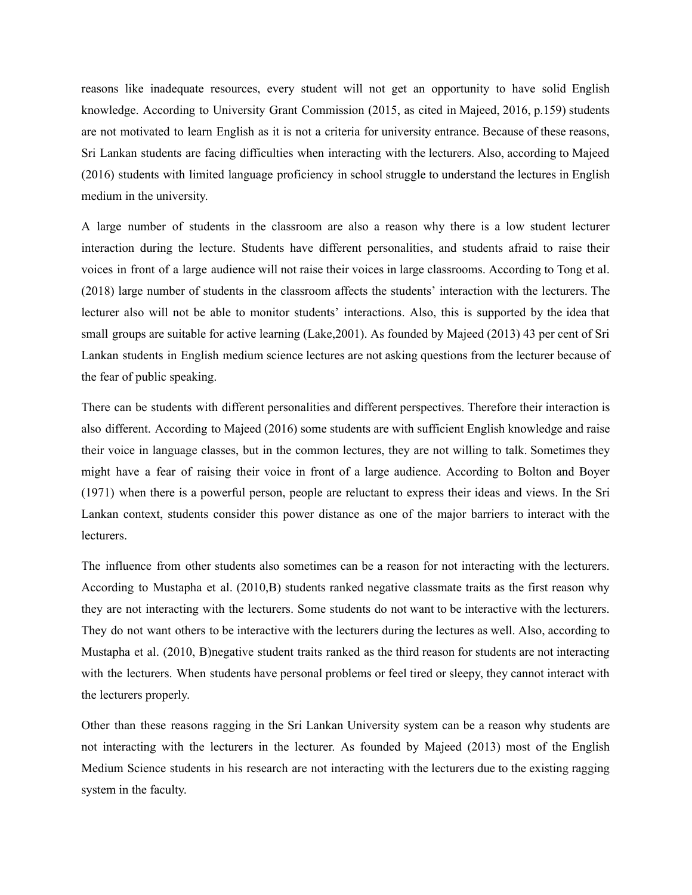reasons like inadequate resources, every student will not get an opportunity to have solid English knowledge. According to University Grant Commission (2015, as cited in Majeed, 2016, p.159) students are not motivated to learn English as it is not a criteria for university entrance. Because of these reasons, Sri Lankan students are facing difficulties when interacting with the lecturers. Also, according to Majeed (2016) students with limited language proficiency in school struggle to understand the lectures in English medium in the university.

A large number of students in the classroom are also a reason why there is a low student lecturer interaction during the lecture. Students have different personalities, and students afraid to raise their voices in front of a large audience will not raise their voices in large classrooms. According to Tong et al. (2018) large number of students in the classroom affects the students' interaction with the lecturers. The lecturer also will not be able to monitor students' interactions. Also, this is supported by the idea that small groups are suitable for active learning (Lake,2001). As founded by Majeed (2013) 43 per cent of Sri Lankan students in English medium science lectures are not asking questions from the lecturer because of the fear of public speaking.

There can be students with different personalities and different perspectives. Therefore their interaction is also different. According to Majeed (2016) some students are with sufficient English knowledge and raise their voice in language classes, but in the common lectures, they are not willing to talk. Sometimes they might have a fear of raising their voice in front of a large audience. According to Bolton and Boyer (1971) when there is a powerful person, people are reluctant to express their ideas and views. In the Sri Lankan context, students consider this power distance as one of the major barriers to interact with the lecturers.

The influence from other students also sometimes can be a reason for not interacting with the lecturers. According to Mustapha et al. (2010,B) students ranked negative classmate traits as the first reason why they are not interacting with the lecturers. Some students do not want to be interactive with the lecturers. They do not want others to be interactive with the lecturers during the lectures as well. Also, according to Mustapha et al. (2010, B)negative student traits ranked as the third reason for students are not interacting with the lecturers. When students have personal problems or feel tired or sleepy, they cannot interact with the lecturers properly.

Other than these reasons ragging in the Sri Lankan University system can be a reason why students are not interacting with the lecturers in the lecturer. As founded by Majeed (2013) most of the English Medium Science students in his research are not interacting with the lecturers due to the existing ragging system in the faculty.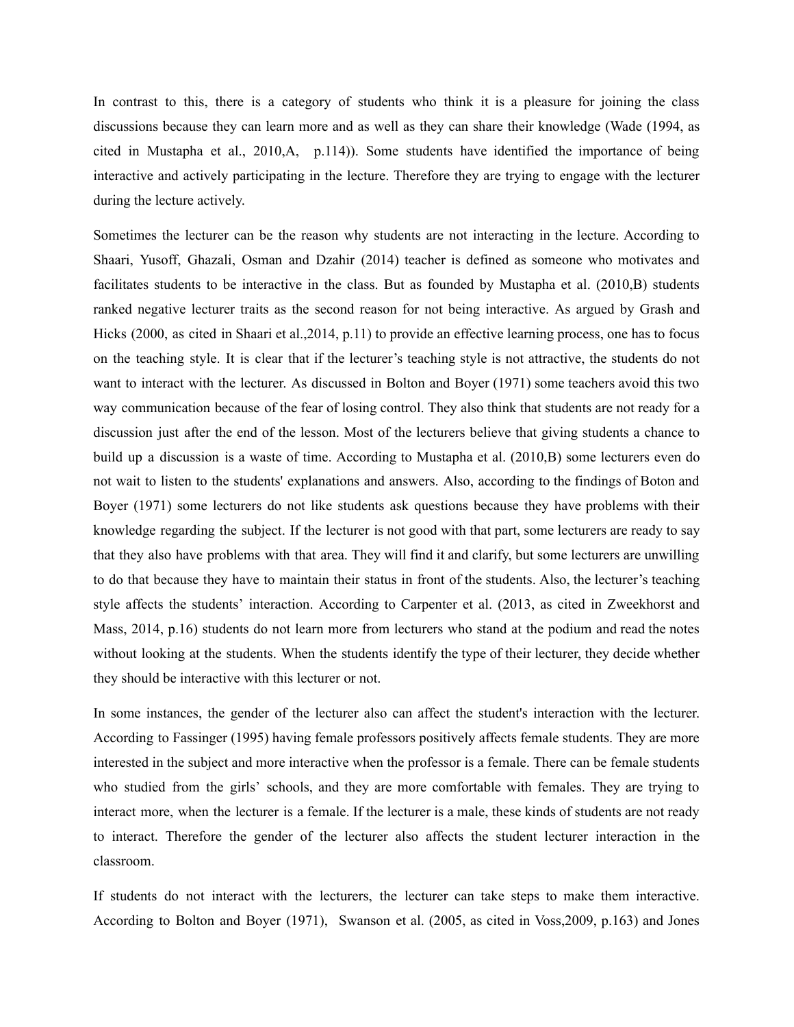In contrast to this, there is a category of students who think it is a pleasure for joining the class discussions because they can learn more and as well as they can share their knowledge (Wade (1994, as cited in Mustapha et al., 2010,A,  p.114)). Some students have identified the importance of being interactive and actively participating in the lecture. Therefore they are trying to engage with the lecturer during the lecture actively.

Sometimes the lecturer can be the reason why students are not interacting in the lecture. According to Shaari, Yusoff, Ghazali, Osman and Dzahir (2014) teacher is defined as someone who motivates and facilitates students to be interactive in the class. But as founded by Mustapha et al. (2010,B) students ranked negative lecturer traits as the second reason for not being interactive. As argued by Grash and Hicks (2000, as cited in Shaari et al.,2014, p.11) to provide an effective learning process, one has to focus on the teaching style. It is clear that if the lecturer's teaching style is not attractive, the students do not want to interact with the lecturer. As discussed in Bolton and Boyer (1971) some teachers avoid this two way communication because of the fear of losing control. They also think that students are not ready for a discussion just after the end of the lesson. Most of the lecturers believe that giving students a chance to build up a discussion is a waste of time. According to Mustapha et al. (2010,B) some lecturers even do not wait to listen to the students' explanations and answers. Also, according to the findings of Boton and Boyer (1971) some lecturers do not like students ask questions because they have problems with their knowledge regarding the subject. If the lecturer is not good with that part, some lecturers are ready to say that they also have problems with that area. They will find it and clarify, but some lecturers are unwilling to do that because they have to maintain their status in front of the students. Also, the lecturer's teaching style affects the students' interaction. According to Carpenter et al. (2013, as cited in Zweekhorst and Mass, 2014, p.16) students do not learn more from lecturers who stand at the podium and read the notes without looking at the students. When the students identify the type of their lecturer, they decide whether they should be interactive with this lecturer or not.

In some instances, the gender of the lecturer also can affect the student's interaction with the lecturer. According to Fassinger (1995) having female professors positively affects female students. They are more interested in the subject and more interactive when the professor is a female. There can be female students who studied from the girls' schools, and they are more comfortable with females. They are trying to interact more, when the lecturer is a female. If the lecturer is a male, these kinds of students are not ready to interact. Therefore the gender of the lecturer also affects the student lecturer interaction in the classroom.

If students do not interact with the lecturers, the lecturer can take steps to make them interactive. According to Bolton and Boyer (1971),  Swanson et al. (2005, as cited in Voss,2009, p.163) and Jones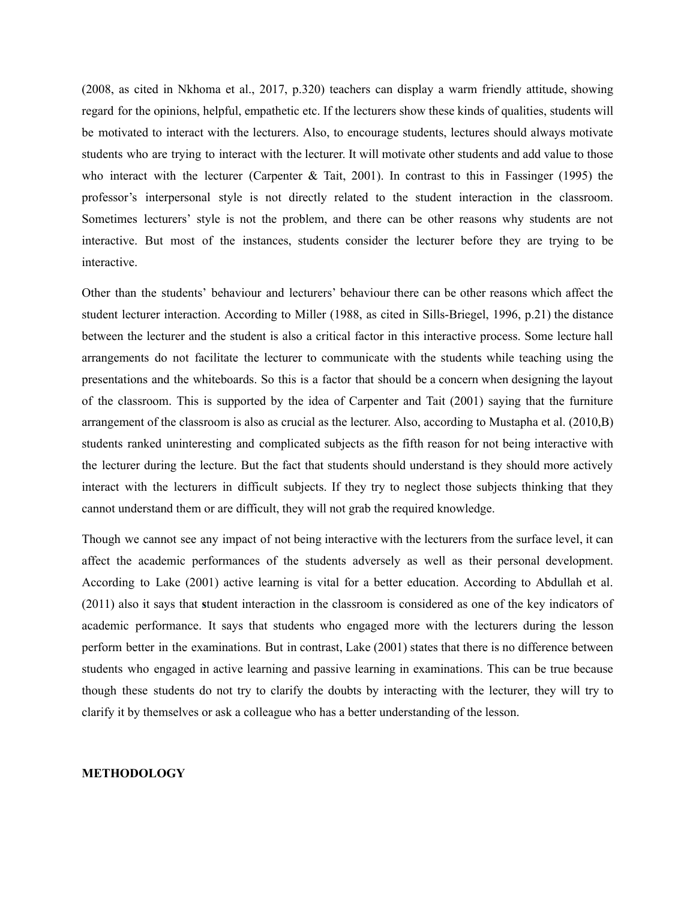(2008, as cited in Nkhoma et al., 2017, p.320) teachers can display a warm friendly attitude, showing regard for the opinions, helpful, empathetic etc. If the lecturers show these kinds of qualities, students will be motivated to interact with the lecturers. Also, to encourage students, lectures should always motivate students who are trying to interact with the lecturer. It will motivate other students and add value to those who interact with the lecturer (Carpenter & Tait, 2001). In contrast to this in Fassinger (1995) the professor's interpersonal style is not directly related to the student interaction in the classroom. Sometimes lecturers' style is not the problem, and there can be other reasons why students are not interactive. But most of the instances, students consider the lecturer before they are trying to be interactive.

Other than the students' behaviour and lecturers' behaviour there can be other reasons which affect the student lecturer interaction. According to Miller (1988, as cited in Sills-Briegel, 1996, p.21) the distance between the lecturer and the student is also a critical factor in this interactive process. Some lecture hall arrangements do not facilitate the lecturer to communicate with the students while teaching using the presentations and the whiteboards. So this is a factor that should be a concern when designing the layout of the classroom. This is supported by the idea of Carpenter and Tait (2001) saying that the furniture arrangement of the classroom is also as crucial as the lecturer. Also, according to Mustapha et al. (2010,B) students ranked uninteresting and complicated subjects as the fifth reason for not being interactive with the lecturer during the lecture. But the fact that students should understand is they should more actively interact with the lecturers in difficult subjects. If they try to neglect those subjects thinking that they cannot understand them or are difficult, they will not grab the required knowledge.

Though we cannot see any impact of not being interactive with the lecturers from the surface level, it can affect the academic performances of the students adversely as well as their personal development. According to Lake (2001) active learning is vital for a better education. According to Abdullah et al. (2011) also it says that **s**tudent interaction in the classroom is considered as one of the key indicators of academic performance. It says that students who engaged more with the lecturers during the lesson perform better in the examinations. But in contrast, Lake (2001) states that there is no difference between students who engaged in active learning and passive learning in examinations. This can be true because though these students do not try to clarify the doubts by interacting with the lecturer, they will try to clarify it by themselves or ask a colleague who has a better understanding of the lesson.

## METHODOLOGY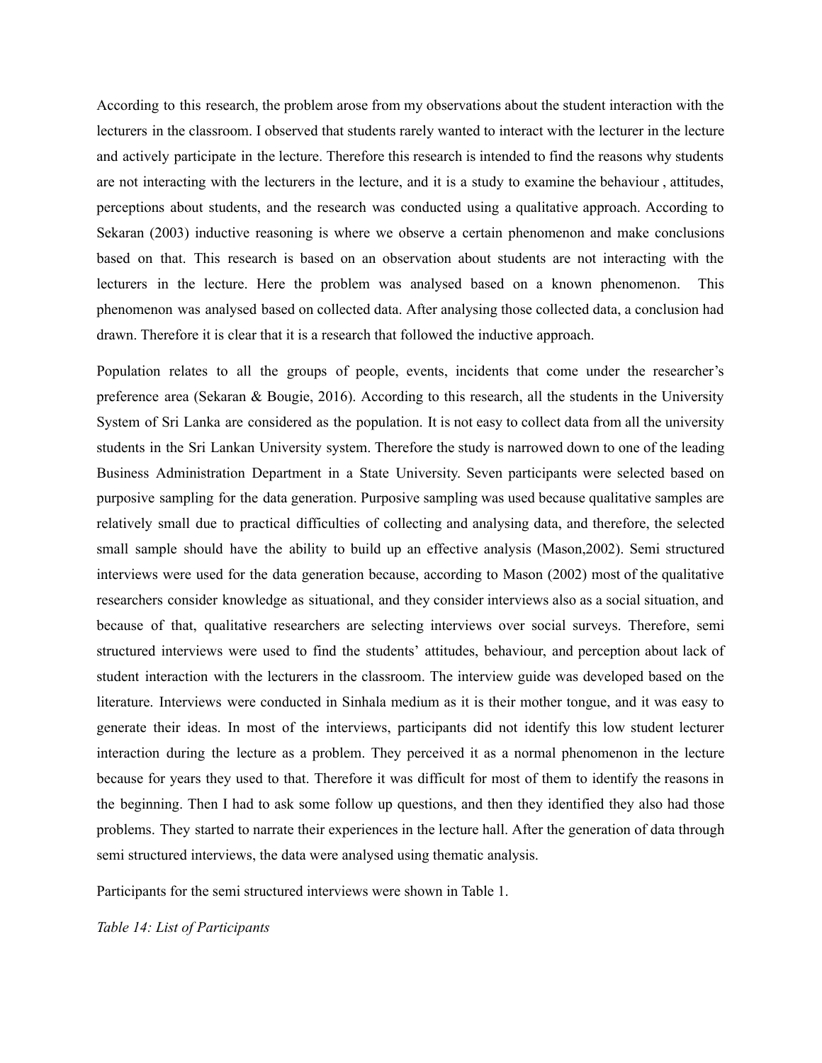According to this research, the problem arose from my observations about the student interaction with the lecturers in the classroom. I observed that students rarely wanted to interact with the lecturer in the lecture and actively participate in the lecture. Therefore this research is intended to find the reasons why students are not interacting with the lecturers in the lecture, and it is a study to examine the behaviour , attitudes, perceptions about students, and the research was conducted using a qualitative approach. According to Sekaran (2003) inductive reasoning is where we observe a certain phenomenon and make conclusions based on that. This research is based on an observation about students are not interacting with the lecturers in the lecture. Here the problem was analysed based on a known phenomenon. This phenomenon was analysed based on collected data. After analysing those collected data, a conclusion had drawn. Therefore it is clear that it is a research that followed the inductive approach.

Population relates to all the groups of people, events, incidents that come under the researcher's preference area (Sekaran & Bougie, 2016). According to this research, all the students in the University System of Sri Lanka are considered as the population. It is not easy to collect data from all the university students in the Sri Lankan University system. Therefore the study is narrowed down to one of the leading Business Administration Department in a State University. Seven participants were selected based on purposive sampling for the data generation. Purposive sampling was used because qualitative samples are relatively small due to practical difficulties of collecting and analysing data, and therefore, the selected small sample should have the ability to build up an effective analysis (Mason,2002). Semi structured interviews were used for the data generation because, according to Mason (2002) most of the qualitative researchers consider knowledge as situational, and they consider interviews also as a social situation, and because of that, qualitative researchers are selecting interviews over social surveys. Therefore, semi structured interviews were used to find the students' attitudes, behaviour, and perception about lack of student interaction with the lecturers in the classroom. The interview guide was developed based on the literature. Interviews were conducted in Sinhala medium as it is their mother tongue, and it was easy to generate their ideas. In most of the interviews, participants did not identify this low student lecturer interaction during the lecture as a problem. They perceived it as a normal phenomenon in the lecture because for years they used to that. Therefore it was difficult for most of them to identify the reasons in the beginning. Then I had to ask some follow up questions, and then they identified they also had those problems. They started to narrate their experiences in the lecture hall. After the generation of data through semi structured interviews, the data were analysed using thematic analysis.

Participants for the semi structured interviews were shown in Table 1.

*Table 14: List of Participants*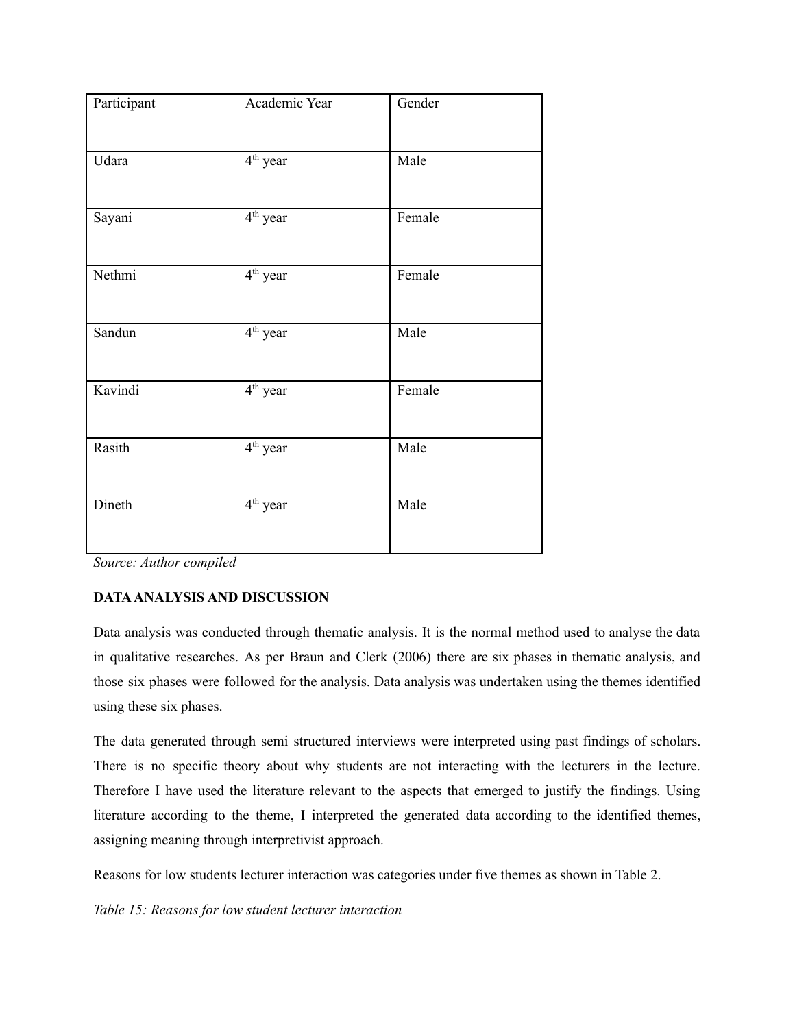| Participant | Academic Year | Gender |
| --- | --- | --- |
| Udara | 4th year | Male |
| Sayani | 4th year | Female |
| Nethmi | 4th year | Female |
| Sandun | 4th year | Male |
| Kavindi | 4th year | Female |
| Rasith | 4th year | Male |
| Dineth | 4th year | Male |

*Source: Author compiled*

**DATA ANALYSIS AND DISCUSSION**

Data analysis was conducted through thematic analysis. It is the normal method used to analyse the data in qualitative researches. As per Braun and Clerk (2006) there are six phases in thematic analysis, and those six phases were followed for the analysis. Data analysis was undertaken using the themes identified using these six phases.

The data generated through semi structured interviews were interpreted using past findings of scholars. There is no specific theory about why students are not interacting with the lecturers in the lecture. Therefore I have used the literature relevant to the aspects that emerged to justify the findings. Using literature according to the theme, I interpreted the generated data according to the identified themes, assigning meaning through interpretivist approach.

Reasons for low students lecturer interaction was categories under five themes as shown in Table 2.

*Table 15: Reasons for low student lecturer interaction*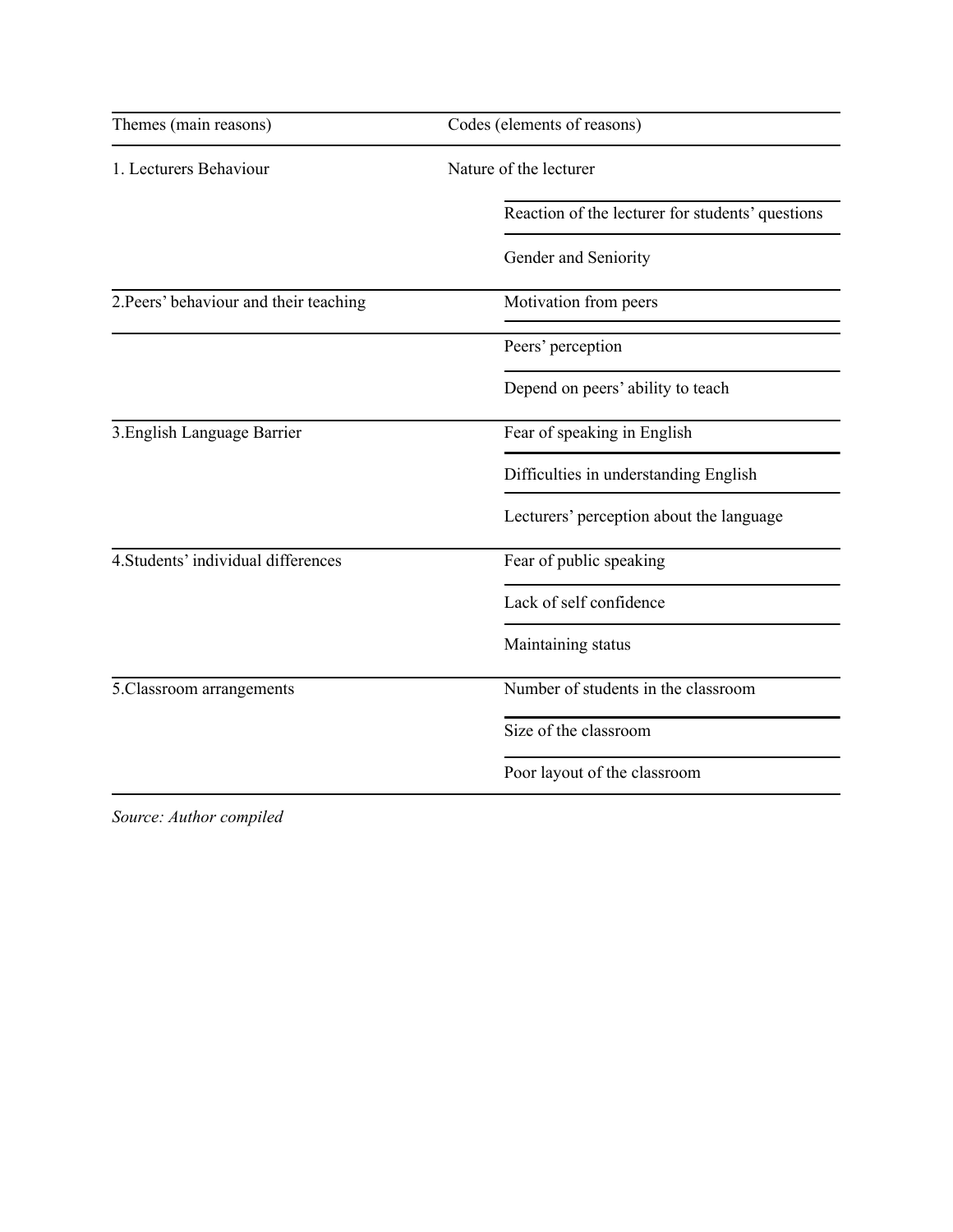| Themes (main reasons) | Codes (elements of reasons) |
|---|---|
| 1. Lecturers Behaviour | Nature of the lecturer |
| | Reaction of the lecturer for students' questions |
| | Gender and Seniority |
| 2.Peers' behaviour and their teaching | Motivation from peers |
| | Peers' perception |
| | Depend on peers' ability to teach |
| 3.English Language Barrier | Fear of speaking in English |
| | Difficulties in understanding English |
| | Lecturers' perception about the language |
| 4.Students' individual differences | Fear of public speaking |
| | Lack of self confidence |
| | Maintaining status |
| 5.Classroom arrangements | Number of students in the classroom |
| | Size of the classroom |
| | Poor layout of the classroom |

*Source: Author compiled*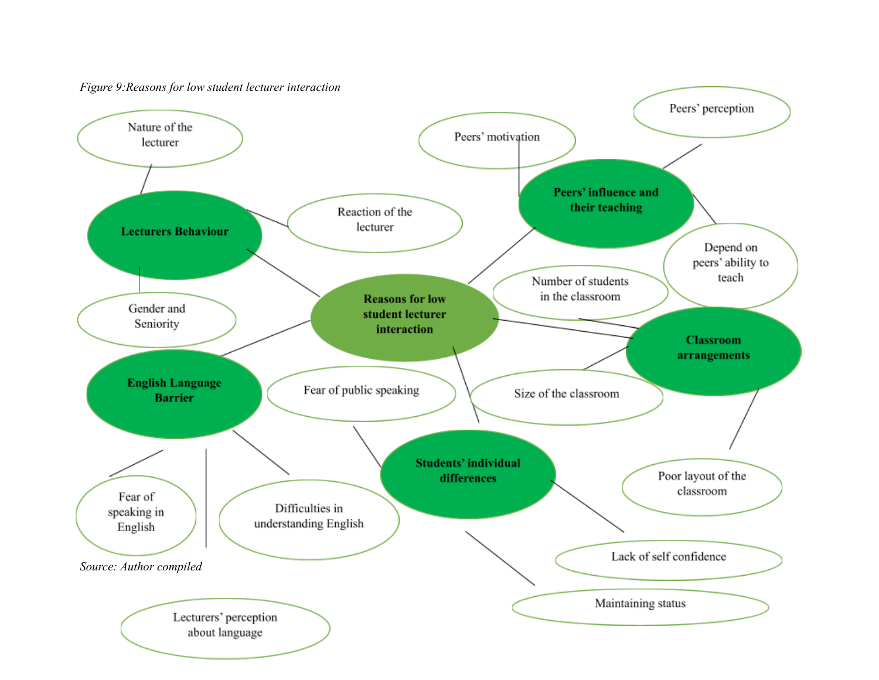*Figure 9:Reasons for low student lecturer interaction*

**Reasons for low student lecturer interaction**

- **Lecturers Behaviour**
  - Nature of the lecturer
  - Reaction of the lecturer
  - Gender and Seniority
- **Peers' influence and their teaching**
  - Peers' motivation
  - Peers' perception
  - Depend on peers' ability to teach
- **Classroom arrangements**
  - Number of students in the classroom
  - Size of the classroom
  - Poor layout of the classroom
- **English Language Barrier**
  - Fear of speaking in English
  - Difficulties in understanding English
  - Lecturers' perception about language
- **Students' individual differences**
  - Fear of public speaking
  - Lack of self confidence
  - Maintaining status

*Source: Author compiled*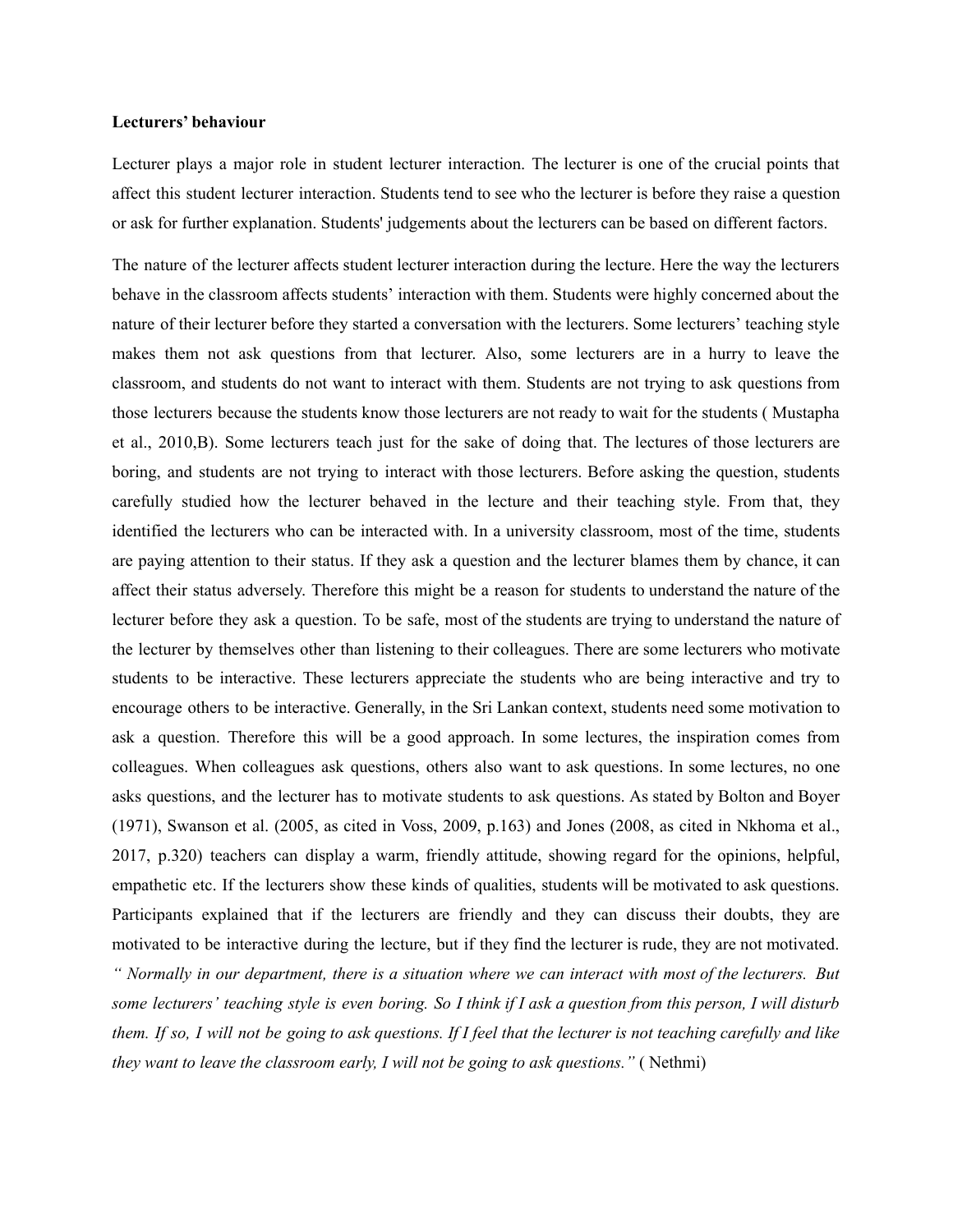**Lecturers' behaviour**

Lecturer plays a major role in student lecturer interaction. The lecturer is one of the crucial points that affect this student lecturer interaction. Students tend to see who the lecturer is before they raise a question or ask for further explanation. Students' judgements about the lecturers can be based on different factors.

The nature of the lecturer affects student lecturer interaction during the lecture. Here the way the lecturers behave in the classroom affects students' interaction with them. Students were highly concerned about the nature of their lecturer before they started a conversation with the lecturers. Some lecturers' teaching style makes them not ask questions from that lecturer. Also, some lecturers are in a hurry to leave the classroom, and students do not want to interact with them. Students are not trying to ask questions from those lecturers because the students know those lecturers are not ready to wait for the students ( Mustapha et al., 2010,B). Some lecturers teach just for the sake of doing that. The lectures of those lecturers are boring, and students are not trying to interact with those lecturers. Before asking the question, students carefully studied how the lecturer behaved in the lecture and their teaching style. From that, they identified the lecturers who can be interacted with. In a university classroom, most of the time, students are paying attention to their status. If they ask a question and the lecturer blames them by chance, it can affect their status adversely. Therefore this might be a reason for students to understand the nature of the lecturer before they ask a question. To be safe, most of the students are trying to understand the nature of the lecturer by themselves other than listening to their colleagues. There are some lecturers who motivate students to be interactive. These lecturers appreciate the students who are being interactive and try to encourage others to be interactive. Generally, in the Sri Lankan context, students need some motivation to ask a question. Therefore this will be a good approach. In some lectures, the inspiration comes from colleagues. When colleagues ask questions, others also want to ask questions. In some lectures, no one asks questions, and the lecturer has to motivate students to ask questions. As stated by Bolton and Boyer (1971), Swanson et al. (2005, as cited in Voss, 2009, p.163) and Jones (2008, as cited in Nkhoma et al., 2017, p.320) teachers can display a warm, friendly attitude, showing regard for the opinions, helpful, empathetic etc. If the lecturers show these kinds of qualities, students will be motivated to ask questions. Participants explained that if the lecturers are friendly and they can discuss their doubts, they are motivated to be interactive during the lecture, but if they find the lecturer is rude, they are not motivated. *" Normally in our department, there is a situation where we can interact with most of the lecturers. But some lecturers' teaching style is even boring. So I think if I ask a question from this person, I will disturb them. If so, I will not be going to ask questions. If I feel that the lecturer is not teaching carefully and like they want to leave the classroom early, I will not be going to ask questions."* ( Nethmi)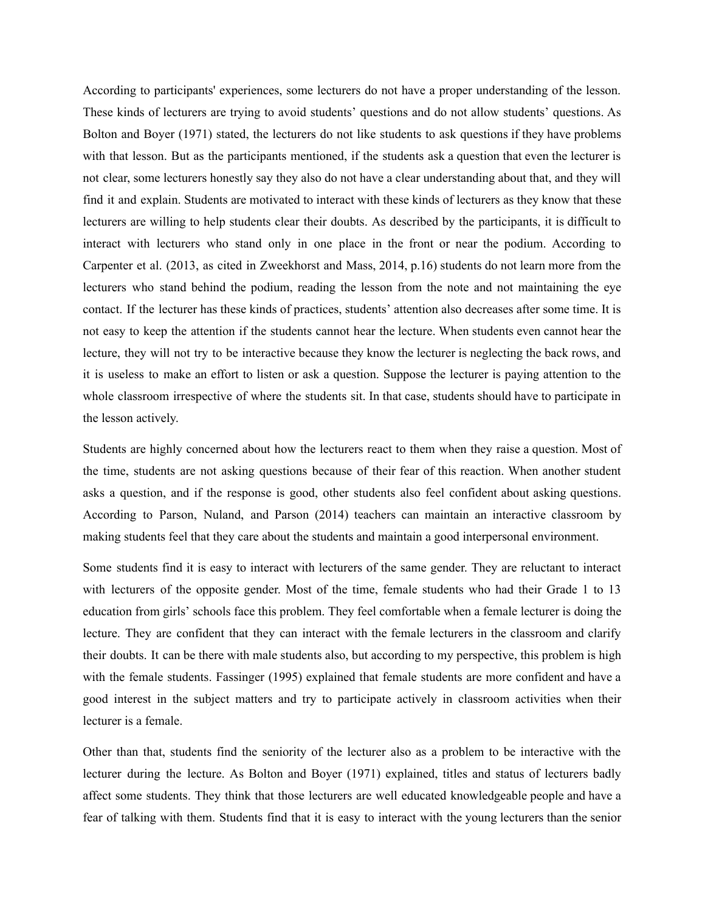According to participants' experiences, some lecturers do not have a proper understanding of the lesson. These kinds of lecturers are trying to avoid students' questions and do not allow students' questions. As Bolton and Boyer (1971) stated, the lecturers do not like students to ask questions if they have problems with that lesson. But as the participants mentioned, if the students ask a question that even the lecturer is not clear, some lecturers honestly say they also do not have a clear understanding about that, and they will find it and explain. Students are motivated to interact with these kinds of lecturers as they know that these lecturers are willing to help students clear their doubts. As described by the participants, it is difficult to interact with lecturers who stand only in one place in the front or near the podium. According to Carpenter et al. (2013, as cited in Zweekhorst and Mass, 2014, p.16) students do not learn more from the lecturers who stand behind the podium, reading the lesson from the note and not maintaining the eye contact. If the lecturer has these kinds of practices, students' attention also decreases after some time. It is not easy to keep the attention if the students cannot hear the lecture. When students even cannot hear the lecture, they will not try to be interactive because they know the lecturer is neglecting the back rows, and it is useless to make an effort to listen or ask a question. Suppose the lecturer is paying attention to the whole classroom irrespective of where the students sit. In that case, students should have to participate in the lesson actively.

Students are highly concerned about how the lecturers react to them when they raise a question. Most of the time, students are not asking questions because of their fear of this reaction. When another student asks a question, and if the response is good, other students also feel confident about asking questions. According to Parson, Nuland, and Parson (2014) teachers can maintain an interactive classroom by making students feel that they care about the students and maintain a good interpersonal environment.

Some students find it is easy to interact with lecturers of the same gender. They are reluctant to interact with lecturers of the opposite gender. Most of the time, female students who had their Grade 1 to 13 education from girls' schools face this problem. They feel comfortable when a female lecturer is doing the lecture. They are confident that they can interact with the female lecturers in the classroom and clarify their doubts. It can be there with male students also, but according to my perspective, this problem is high with the female students. Fassinger (1995) explained that female students are more confident and have a good interest in the subject matters and try to participate actively in classroom activities when their lecturer is a female.

Other than that, students find the seniority of the lecturer also as a problem to be interactive with the lecturer during the lecture. As Bolton and Boyer (1971) explained, titles and status of lecturers badly affect some students. They think that those lecturers are well educated knowledgeable people and have a fear of talking with them. Students find that it is easy to interact with the young lecturers than the senior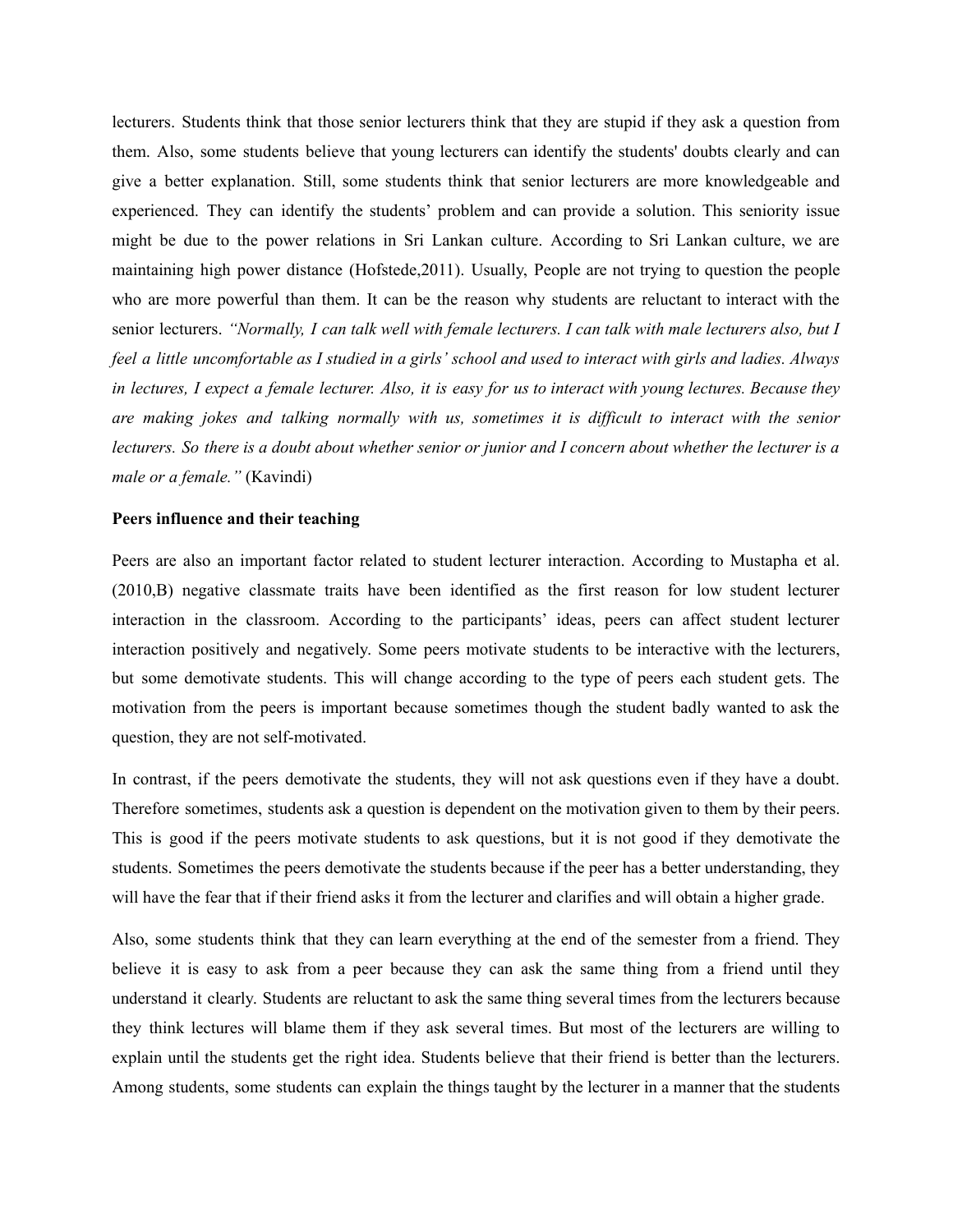lecturers. Students think that those senior lecturers think that they are stupid if they ask a question from them. Also, some students believe that young lecturers can identify the students' doubts clearly and can give a better explanation. Still, some students think that senior lecturers are more knowledgeable and experienced. They can identify the students' problem and can provide a solution. This seniority issue might be due to the power relations in Sri Lankan culture. According to Sri Lankan culture, we are maintaining high power distance (Hofstede,2011). Usually, People are not trying to question the people who are more powerful than them. It can be the reason why students are reluctant to interact with the senior lecturers. *"Normally, I can talk well with female lecturers. I can talk with male lecturers also, but I feel a little uncomfortable as I studied in a girls' school and used to interact with girls and ladies. Always in lectures, I expect a female lecturer. Also, it is easy for us to interact with young lectures. Because they are making jokes and talking normally with us, sometimes it is difficult to interact with the senior lecturers. So there is a doubt about whether senior or junior and I concern about whether the lecturer is a male or a female."* (Kavindi)

**Peers influence and their teaching**

Peers are also an important factor related to student lecturer interaction. According to Mustapha et al. (2010,B) negative classmate traits have been identified as the first reason for low student lecturer interaction in the classroom. According to the participants' ideas, peers can affect student lecturer interaction positively and negatively. Some peers motivate students to be interactive with the lecturers, but some demotivate students. This will change according to the type of peers each student gets. The motivation from the peers is important because sometimes though the student badly wanted to ask the question, they are not self-motivated.

In contrast, if the peers demotivate the students, they will not ask questions even if they have a doubt. Therefore sometimes, students ask a question is dependent on the motivation given to them by their peers. This is good if the peers motivate students to ask questions, but it is not good if they demotivate the students. Sometimes the peers demotivate the students because if the peer has a better understanding, they will have the fear that if their friend asks it from the lecturer and clarifies and will obtain a higher grade.

Also, some students think that they can learn everything at the end of the semester from a friend. They believe it is easy to ask from a peer because they can ask the same thing from a friend until they understand it clearly. Students are reluctant to ask the same thing several times from the lecturers because they think lectures will blame them if they ask several times. But most of the lecturers are willing to explain until the students get the right idea. Students believe that their friend is better than the lecturers. Among students, some students can explain the things taught by the lecturer in a manner that the students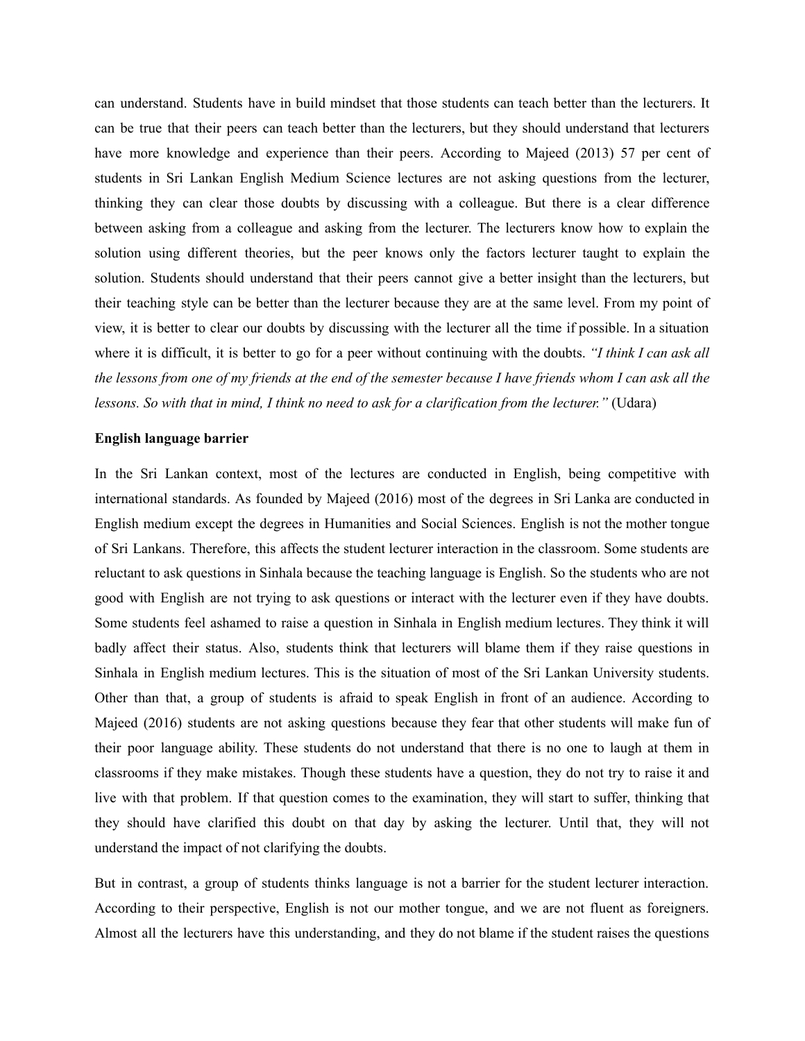can understand. Students have in build mindset that those students can teach better than the lecturers. It can be true that their peers can teach better than the lecturers, but they should understand that lecturers have more knowledge and experience than their peers. According to Majeed (2013) 57 per cent of students in Sri Lankan English Medium Science lectures are not asking questions from the lecturer, thinking they can clear those doubts by discussing with a colleague. But there is a clear difference between asking from a colleague and asking from the lecturer. The lecturers know how to explain the solution using different theories, but the peer knows only the factors lecturer taught to explain the solution. Students should understand that their peers cannot give a better insight than the lecturers, but their teaching style can be better than the lecturer because they are at the same level. From my point of view, it is better to clear our doubts by discussing with the lecturer all the time if possible. In a situation where it is difficult, it is better to go for a peer without continuing with the doubts. *"I think I can ask all the lessons from one of my friends at the end of the semester because I have friends whom I can ask all the lessons. So with that in mind, I think no need to ask for a clarification from the lecturer."* (Udara)

**English language barrier**

In the Sri Lankan context, most of the lectures are conducted in English, being competitive with international standards. As founded by Majeed (2016) most of the degrees in Sri Lanka are conducted in English medium except the degrees in Humanities and Social Sciences. English is not the mother tongue of Sri Lankans. Therefore, this affects the student lecturer interaction in the classroom. Some students are reluctant to ask questions in Sinhala because the teaching language is English. So the students who are not good with English are not trying to ask questions or interact with the lecturer even if they have doubts. Some students feel ashamed to raise a question in Sinhala in English medium lectures. They think it will badly affect their status. Also, students think that lecturers will blame them if they raise questions in Sinhala in English medium lectures. This is the situation of most of the Sri Lankan University students. Other than that, a group of students is afraid to speak English in front of an audience. According to Majeed (2016) students are not asking questions because they fear that other students will make fun of their poor language ability. These students do not understand that there is no one to laugh at them in classrooms if they make mistakes. Though these students have a question, they do not try to raise it and live with that problem. If that question comes to the examination, they will start to suffer, thinking that they should have clarified this doubt on that day by asking the lecturer. Until that, they will not understand the impact of not clarifying the doubts.

But in contrast, a group of students thinks language is not a barrier for the student lecturer interaction. According to their perspective, English is not our mother tongue, and we are not fluent as foreigners. Almost all the lecturers have this understanding, and they do not blame if the student raises the questions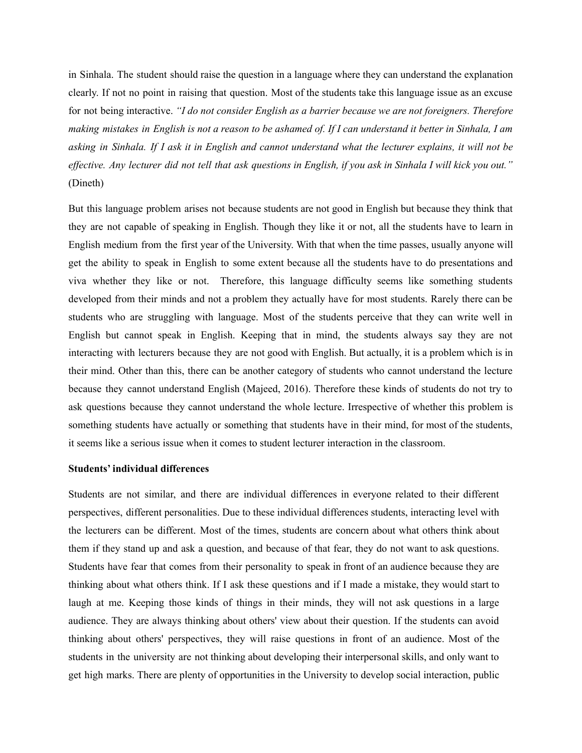in Sinhala. The student should raise the question in a language where they can understand the explanation clearly. If not no point in raising that question. Most of the students take this language issue as an excuse for not being interactive. *"I do not consider English as a barrier because we are not foreigners. Therefore making mistakes in English is not a reason to be ashamed of. If I can understand it better in Sinhala, I am asking in Sinhala. If I ask it in English and cannot understand what the lecturer explains, it will not be effective. Any lecturer did not tell that ask questions in English, if you ask in Sinhala I will kick you out."* (Dineth)

But this language problem arises not because students are not good in English but because they think that they are not capable of speaking in English. Though they like it or not, all the students have to learn in English medium from the first year of the University. With that when the time passes, usually anyone will get the ability to speak in English to some extent because all the students have to do presentations and viva whether they like or not. Therefore, this language difficulty seems like something students developed from their minds and not a problem they actually have for most students. Rarely there can be students who are struggling with language. Most of the students perceive that they can write well in English but cannot speak in English. Keeping that in mind, the students always say they are not interacting with lecturers because they are not good with English. But actually, it is a problem which is in their mind. Other than this, there can be another category of students who cannot understand the lecture because they cannot understand English (Majeed, 2016). Therefore these kinds of students do not try to ask questions because they cannot understand the whole lecture. Irrespective of whether this problem is something students have actually or something that students have in their mind, for most of the students, it seems like a serious issue when it comes to student lecturer interaction in the classroom.

**Students' individual differences**

Students are not similar, and there are individual differences in everyone related to their different perspectives, different personalities. Due to these individual differences students, interacting level with the lecturers can be different. Most of the times, students are concern about what others think about them if they stand up and ask a question, and because of that fear, they do not want to ask questions. Students have fear that comes from their personality to speak in front of an audience because they are thinking about what others think. If I ask these questions and if I made a mistake, they would start to laugh at me. Keeping those kinds of things in their minds, they will not ask questions in a large audience. They are always thinking about others' view about their question. If the students can avoid thinking about others' perspectives, they will raise questions in front of an audience. Most of the students in the university are not thinking about developing their interpersonal skills, and only want to get high marks. There are plenty of opportunities in the University to develop social interaction, public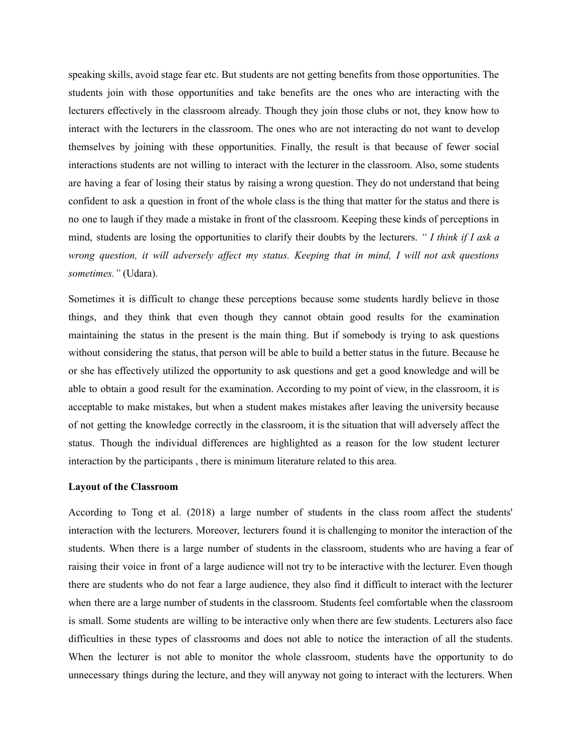speaking skills, avoid stage fear etc. But students are not getting benefits from those opportunities. The students join with those opportunities and take benefits are the ones who are interacting with the lecturers effectively in the classroom already. Though they join those clubs or not, they know how to interact with the lecturers in the classroom. The ones who are not interacting do not want to develop themselves by joining with these opportunities. Finally, the result is that because of fewer social interactions students are not willing to interact with the lecturer in the classroom. Also, some students are having a fear of losing their status by raising a wrong question. They do not understand that being confident to ask a question in front of the whole class is the thing that matter for the status and there is no one to laugh if they made a mistake in front of the classroom. Keeping these kinds of perceptions in mind, students are losing the opportunities to clarify their doubts by the lecturers. *" I think if I ask a wrong question, it will adversely affect my status. Keeping that in mind, I will not ask questions sometimes."* (Udara).

Sometimes it is difficult to change these perceptions because some students hardly believe in those things, and they think that even though they cannot obtain good results for the examination maintaining the status in the present is the main thing. But if somebody is trying to ask questions without considering the status, that person will be able to build a better status in the future. Because he or she has effectively utilized the opportunity to ask questions and get a good knowledge and will be able to obtain a good result for the examination. According to my point of view, in the classroom, it is acceptable to make mistakes, but when a student makes mistakes after leaving the university because of not getting the knowledge correctly in the classroom, it is the situation that will adversely affect the status. Though the individual differences are highlighted as a reason for the low student lecturer interaction by the participants , there is minimum literature related to this area.

**Layout of the Classroom**

According to Tong et al. (2018) a large number of students in the class room affect the students' interaction with the lecturers. Moreover, lecturers found it is challenging to monitor the interaction of the students. When there is a large number of students in the classroom, students who are having a fear of raising their voice in front of a large audience will not try to be interactive with the lecturer. Even though there are students who do not fear a large audience, they also find it difficult to interact with the lecturer when there are a large number of students in the classroom. Students feel comfortable when the classroom is small. Some students are willing to be interactive only when there are few students. Lecturers also face difficulties in these types of classrooms and does not able to notice the interaction of all the students. When the lecturer is not able to monitor the whole classroom, students have the opportunity to do unnecessary things during the lecture, and they will anyway not going to interact with the lecturers. When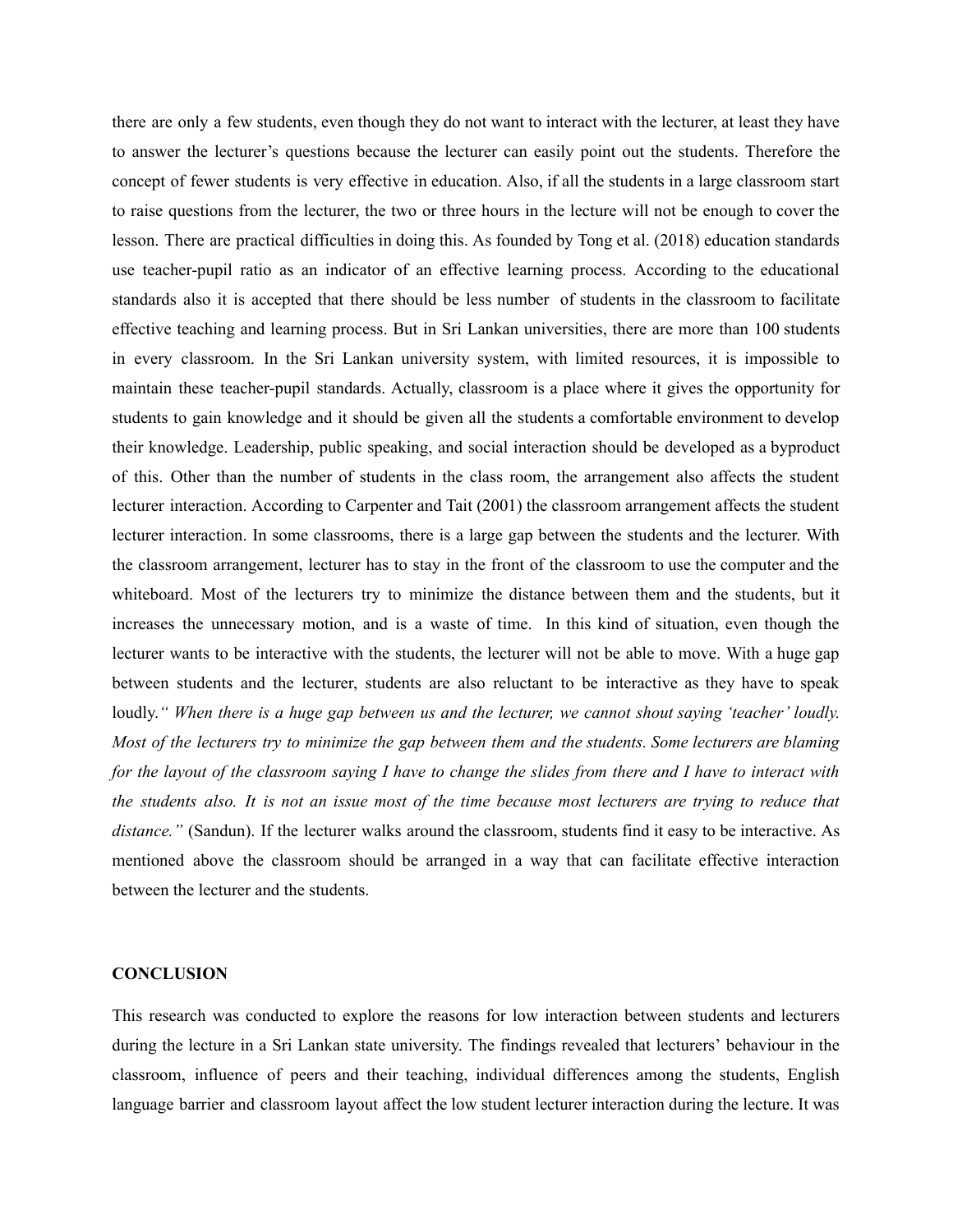there are only a few students, even though they do not want to interact with the lecturer, at least they have to answer the lecturer's questions because the lecturer can easily point out the students. Therefore the concept of fewer students is very effective in education. Also, if all the students in a large classroom start to raise questions from the lecturer, the two or three hours in the lecture will not be enough to cover the lesson. There are practical difficulties in doing this. As founded by Tong et al. (2018) education standards use teacher-pupil ratio as an indicator of an effective learning process. According to the educational standards also it is accepted that there should be less number of students in the classroom to facilitate effective teaching and learning process. But in Sri Lankan universities, there are more than 100 students in every classroom. In the Sri Lankan university system, with limited resources, it is impossible to maintain these teacher-pupil standards. Actually, classroom is a place where it gives the opportunity for students to gain knowledge and it should be given all the students a comfortable environment to develop their knowledge. Leadership, public speaking, and social interaction should be developed as a byproduct of this. Other than the number of students in the class room, the arrangement also affects the student lecturer interaction. According to Carpenter and Tait (2001) the classroom arrangement affects the student lecturer interaction. In some classrooms, there is a large gap between the students and the lecturer. With the classroom arrangement, lecturer has to stay in the front of the classroom to use the computer and the whiteboard. Most of the lecturers try to minimize the distance between them and the students, but it increases the unnecessary motion, and is a waste of time. In this kind of situation, even though the lecturer wants to be interactive with the students, the lecturer will not be able to move. With a huge gap between students and the lecturer, students are also reluctant to be interactive as they have to speak loudly.*" When there is a huge gap between us and the lecturer, we cannot shout saying 'teacher' loudly. Most of the lecturers try to minimize the gap between them and the students. Some lecturers are blaming for the layout of the classroom saying I have to change the slides from there and I have to interact with the students also. It is not an issue most of the time because most lecturers are trying to reduce that distance."* (Sandun). If the lecturer walks around the classroom, students find it easy to be interactive. As mentioned above the classroom should be arranged in a way that can facilitate effective interaction between the lecturer and the students.

## CONCLUSION

This research was conducted to explore the reasons for low interaction between students and lecturers during the lecture in a Sri Lankan state university. The findings revealed that lecturers' behaviour in the classroom, influence of peers and their teaching, individual differences among the students, English language barrier and classroom layout affect the low student lecturer interaction during the lecture. It was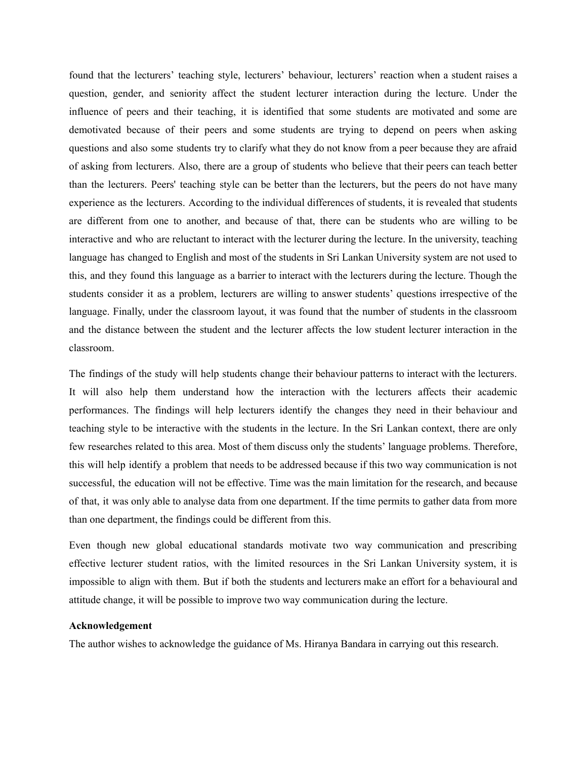found that the lecturers' teaching style, lecturers' behaviour, lecturers' reaction when a student raises a question, gender, and seniority affect the student lecturer interaction during the lecture. Under the influence of peers and their teaching, it is identified that some students are motivated and some are demotivated because of their peers and some students are trying to depend on peers when asking questions and also some students try to clarify what they do not know from a peer because they are afraid of asking from lecturers. Also, there are a group of students who believe that their peers can teach better than the lecturers. Peers' teaching style can be better than the lecturers, but the peers do not have many experience as the lecturers. According to the individual differences of students, it is revealed that students are different from one to another, and because of that, there can be students who are willing to be interactive and who are reluctant to interact with the lecturer during the lecture. In the university, teaching language has changed to English and most of the students in Sri Lankan University system are not used to this, and they found this language as a barrier to interact with the lecturers during the lecture. Though the students consider it as a problem, lecturers are willing to answer students' questions irrespective of the language. Finally, under the classroom layout, it was found that the number of students in the classroom and the distance between the student and the lecturer affects the low student lecturer interaction in the classroom.

The findings of the study will help students change their behaviour patterns to interact with the lecturers. It will also help them understand how the interaction with the lecturers affects their academic performances. The findings will help lecturers identify the changes they need in their behaviour and teaching style to be interactive with the students in the lecture. In the Sri Lankan context, there are only few researches related to this area. Most of them discuss only the students' language problems. Therefore, this will help identify a problem that needs to be addressed because if this two way communication is not successful, the education will not be effective. Time was the main limitation for the research, and because of that, it was only able to analyse data from one department. If the time permits to gather data from more than one department, the findings could be different from this.

Even though new global educational standards motivate two way communication and prescribing effective lecturer student ratios, with the limited resources in the Sri Lankan University system, it is impossible to align with them. But if both the students and lecturers make an effort for a behavioural and attitude change, it will be possible to improve two way communication during the lecture.

**Acknowledgement**

The author wishes to acknowledge the guidance of Ms. Hiranya Bandara in carrying out this research.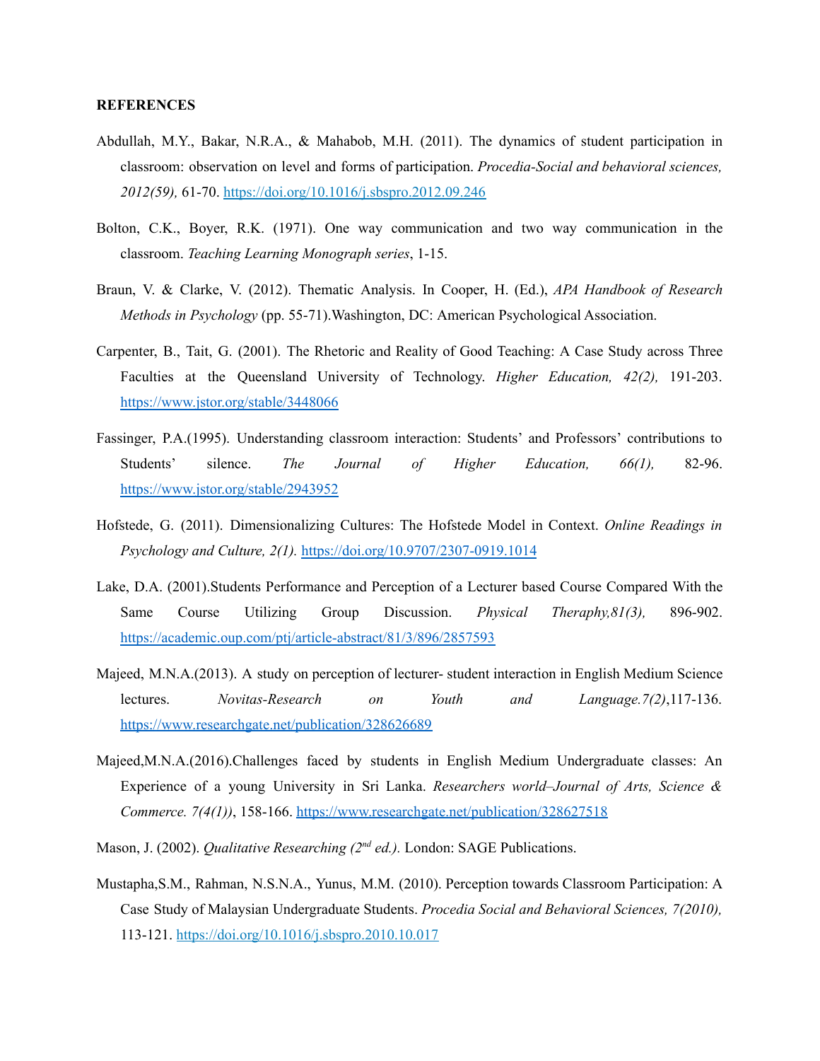**REFERENCES**

Abdullah, M.Y., Bakar, N.R.A., & Mahabob, M.H. (2011). The dynamics of student participation in classroom: observation on level and forms of participation. *Procedia-Social and behavioral sciences, 2012(59),* 61-70. https://doi.org/10.1016/j.sbspro.2012.09.246

Bolton, C.K., Boyer, R.K. (1971). One way communication and two way communication in the classroom. *Teaching Learning Monograph series*, 1-15.

Braun, V. & Clarke, V. (2012). Thematic Analysis. In Cooper, H. (Ed.), *APA Handbook of Research Methods in Psychology* (pp. 55-71).Washington, DC: American Psychological Association.

Carpenter, B., Tait, G. (2001). The Rhetoric and Reality of Good Teaching: A Case Study across Three Faculties at the Queensland University of Technology. *Higher Education, 42(2),* 191-203. https://www.jstor.org/stable/3448066

Fassinger, P.A.(1995). Understanding classroom interaction: Students' and Professors' contributions to Students' silence. *The Journal of Higher Education, 66(1),* 82-96. https://www.jstor.org/stable/2943952

Hofstede, G. (2011). Dimensionalizing Cultures: The Hofstede Model in Context. *Online Readings in Psychology and Culture, 2(1).* https://doi.org/10.9707/2307-0919.1014

Lake, D.A. (2001).Students Performance and Perception of a Lecturer based Course Compared With the Same Course Utilizing Group Discussion. *Physical Theraphy,81(3),* 896-902. https://academic.oup.com/ptj/article-abstract/81/3/896/2857593

Majeed, M.N.A.(2013). A study on perception of lecturer- student interaction in English Medium Science lectures. *Novitas-Research on Youth and Language.7(2)*,117-136. https://www.researchgate.net/publication/328626689

Majeed,M.N.A.(2016).Challenges faced by students in English Medium Undergraduate classes: An Experience of a young University in Sri Lanka. *Researchers world–Journal of Arts, Science & Commerce. 7(4(1))*, 158-166. https://www.researchgate.net/publication/328627518

Mason, J. (2002). *Qualitative Researching (2nd ed.).* London: SAGE Publications.

Mustapha,S.M., Rahman, N.S.N.A., Yunus, M.M. (2010). Perception towards Classroom Participation: A Case Study of Malaysian Undergraduate Students. *Procedia Social and Behavioral Sciences, 7(2010),* 113-121. https://doi.org/10.1016/j.sbspro.2010.10.017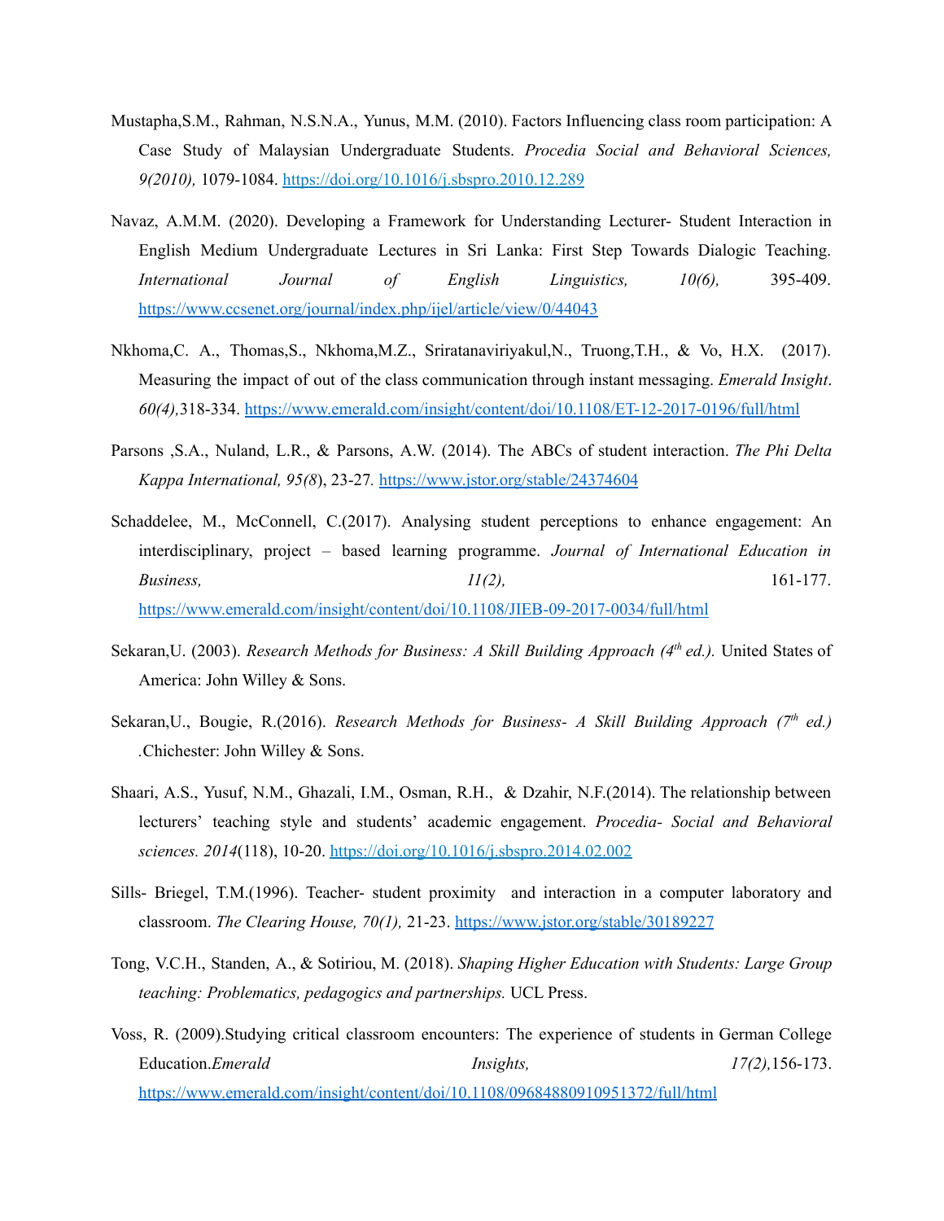Mustapha,S.M., Rahman, N.S.N.A., Yunus, M.M. (2010). Factors Influencing class room participation: A Case Study of Malaysian Undergraduate Students. *Procedia Social and Behavioral Sciences, 9(2010),* 1079-1084. https://doi.org/10.1016/j.sbspro.2010.12.289

Navaz, A.M.M. (2020). Developing a Framework for Understanding Lecturer- Student Interaction in English Medium Undergraduate Lectures in Sri Lanka: First Step Towards Dialogic Teaching. *International Journal of English Linguistics, 10(6),* 395-409. https://www.ccsenet.org/journal/index.php/ijel/article/view/0/44043

Nkhoma,C. A., Thomas,S., Nkhoma,M.Z., Sriratanaviriyakul,N., Truong,T.H., & Vo, H.X. (2017). Measuring the impact of out of the class communication through instant messaging. *Emerald Insight*. *60(4),*318-334. https://www.emerald.com/insight/content/doi/10.1108/ET-12-2017-0196/full/html

Parsons ,S.A., Nuland, L.R., & Parsons, A.W. (2014). The ABCs of student interaction. *The Phi Delta Kappa International, 95(8*), 23-27. https://www.jstor.org/stable/24374604

Schaddelee, M., McConnell, C.(2017). Analysing student perceptions to enhance engagement: An interdisciplinary, project – based learning programme. *Journal of International Education in Business, 11(2),* 161-177. https://www.emerald.com/insight/content/doi/10.1108/JIEB-09-2017-0034/full/html

Sekaran,U. (2003). *Research Methods for Business: A Skill Building Approach (4th ed.).* United States of America: John Willey & Sons.

Sekaran,U., Bougie, R.(2016). *Research Methods for Business- A Skill Building Approach (7th ed.)* .Chichester: John Willey & Sons.

Shaari, A.S., Yusuf, N.M., Ghazali, I.M., Osman, R.H., & Dzahir, N.F.(2014). The relationship between lecturers' teaching style and students' academic engagement. *Procedia- Social and Behavioral sciences. 2014*(118), 10-20. https://doi.org/10.1016/j.sbspro.2014.02.002

Sills- Briegel, T.M.(1996). Teacher- student proximity and interaction in a computer laboratory and classroom. *The Clearing House, 70(1),* 21-23. https://www.jstor.org/stable/30189227

Tong, V.C.H., Standen, A., & Sotiriou, M. (2018). *Shaping Higher Education with Students: Large Group teaching: Problematics, pedagogics and partnerships.* UCL Press.

Voss, R. (2009).Studying critical classroom encounters: The experience of students in German College Education.*Emerald Insights, 17(2),*156-173. https://www.emerald.com/insight/content/doi/10.1108/09684880910951372/full/html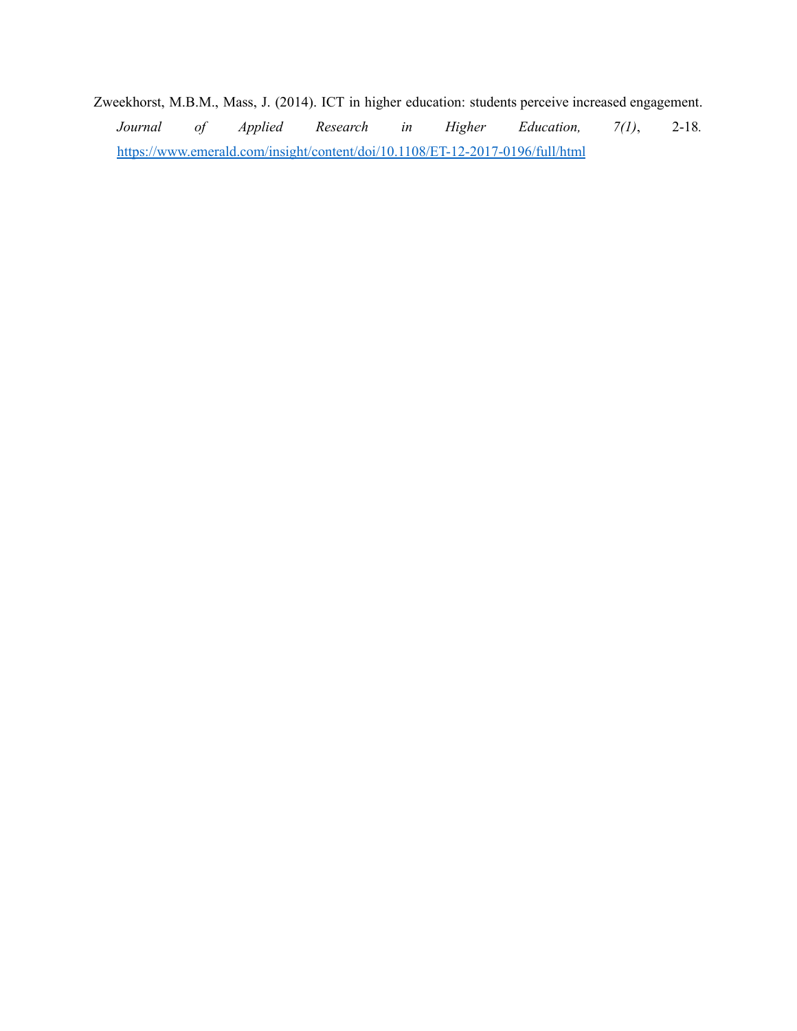Zweekhorst, M.B.M., Mass, J. (2014). ICT in higher education: students perceive increased engagement. *Journal of Applied Research in Higher Education, 7(1)*, 2-18. https://www.emerald.com/insight/content/doi/10.1108/ET-12-2017-0196/full/html